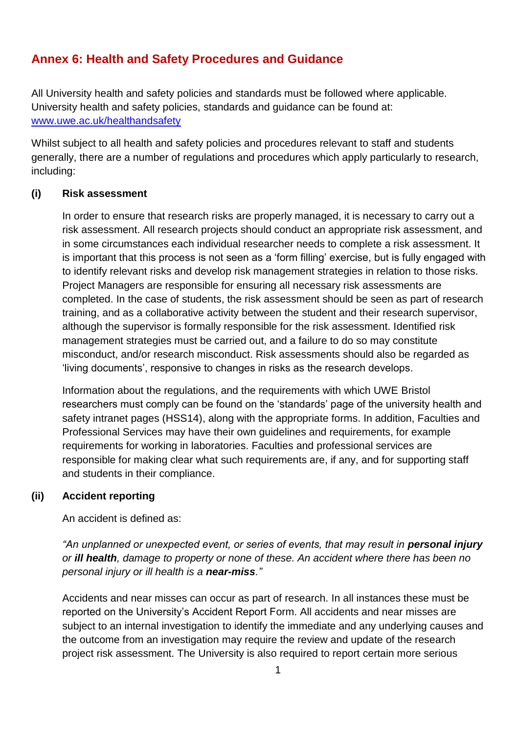## Annex 6: Health and Safety Procedures and Guidance

All University health and safety policies and standards must be followed where applicable. University health and safety policies, standards and guidance can be found at: [www.uwe.ac.uk/healthandsafety](http://www.uwe.ac.uk/healthandsafety)

Whilst subject to all health and safety policies and procedures relevant to staff and students generally, there are a number of regulations and procedures which apply particularly to research, including:

### (i) Risk assessment

In order to ensure that research risks are properly managed, it is necessary to carry out a risk assessment. All research projects should conduct an appropriate risk assessment, and in some circumstances each individual researcher needs to complete a risk assessment. It is important that this process is not seen as a 'form filling' exercise, but is fully engaged with to identify relevant risks and develop risk management strategies in relation to those risks. Project Managers are responsible for ensuring all necessary risk assessments are completed. In the case of students, the risk assessment should be seen as part of research training, and as a collaborative activity between the student and their research supervisor, although the supervisor is formally responsible for the risk assessment. Identified risk management strategies must be carried out, and a failure to do so may constitute misconduct, and/or research misconduct. Risk assessments should also be regarded as 'living documents', responsive to changes in risks as the research develops.

Information about the regulations, and the requirements with which UWE Bristol researchers must comply can be found on the 'standards' page of the university health and safety intranet pages (HSS14), along with the appropriate forms. In addition, Faculties and Professional Services may have their own guidelines and requirements, for example requirements for working in laboratories. Faculties and professional services are responsible for making clear what such requirements are, if any, and for supporting staff and students in their compliance.

### (ii) Accident reporting

An accident is defined as:

*"An unplanned or unexpected event, or series of events, that may result in **personal injury** or **ill health**, damage to property or none of these. An accident where there has been no personal injury or ill health is a **near-miss**."*

Accidents and near misses can occur as part of research. In all instances these must be reported on the University's Accident Report Form. All accidents and near misses are subject to an internal investigation to identify the immediate and any underlying causes and the outcome from an investigation may require the review and update of the research project risk assessment. The University is also required to report certain more serious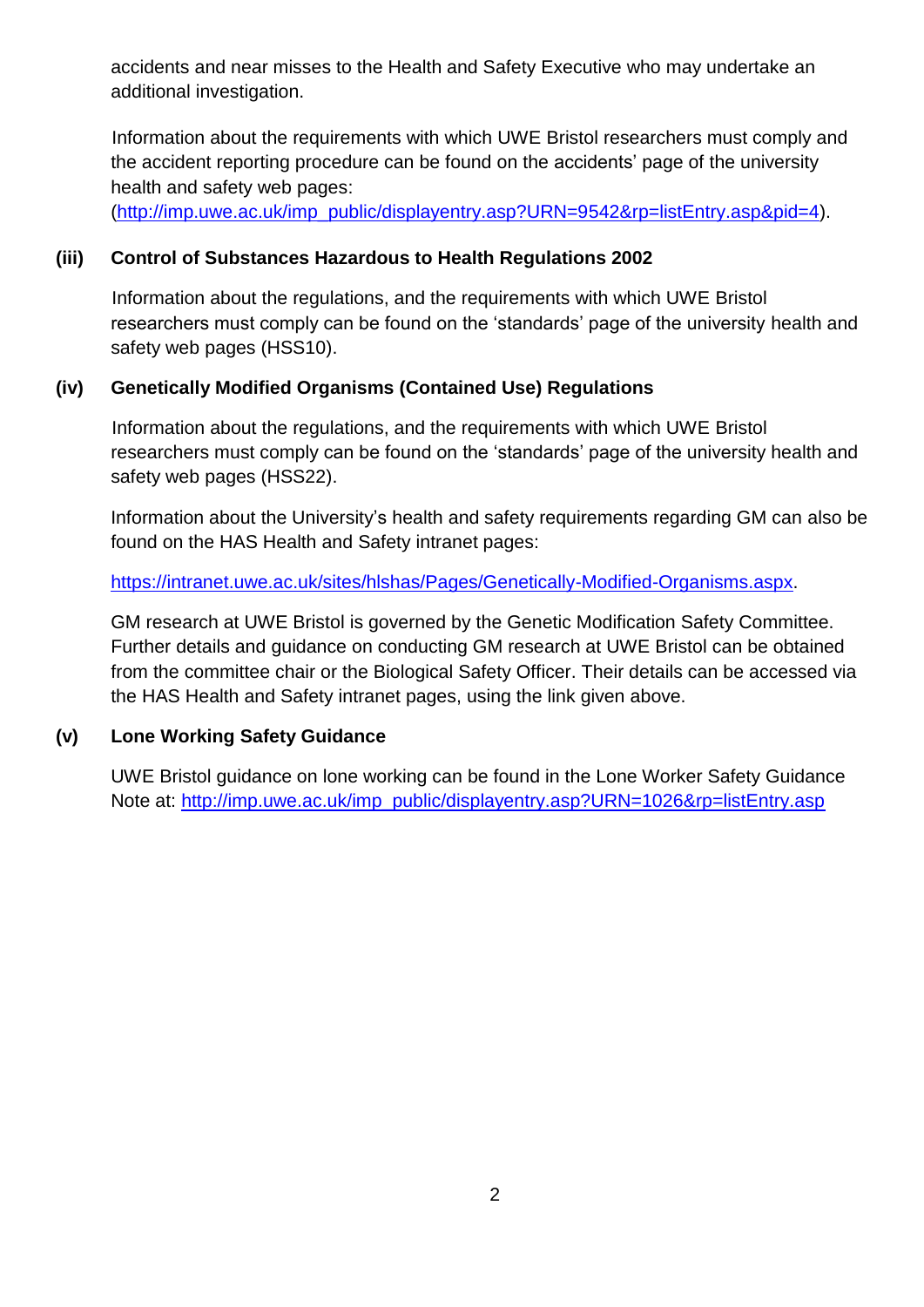accidents and near misses to the Health and Safety Executive who may undertake an additional investigation.

Information about the requirements with which UWE Bristol researchers must comply and the accident reporting procedure can be found on the accidents' page of the university health and safety web pages: (http://imp.uwe.ac.uk/imp_public/displayentry.asp?URN=9542&rp=listEntry.asp&pid=4).

**(iii) Control of Substances Hazardous to Health Regulations 2002**

Information about the regulations, and the requirements with which UWE Bristol researchers must comply can be found on the 'standards' page of the university health and safety web pages (HSS10).

**(iv) Genetically Modified Organisms (Contained Use) Regulations**

Information about the regulations, and the requirements with which UWE Bristol researchers must comply can be found on the 'standards' page of the university health and safety web pages (HSS22).

Information about the University's health and safety requirements regarding GM can also be found on the HAS Health and Safety intranet pages:

https://intranet.uwe.ac.uk/sites/hlshas/Pages/Genetically-Modified-Organisms.aspx.

GM research at UWE Bristol is governed by the Genetic Modification Safety Committee. Further details and guidance on conducting GM research at UWE Bristol can be obtained from the committee chair or the Biological Safety Officer. Their details can be accessed via the HAS Health and Safety intranet pages, using the link given above.

**(v) Lone Working Safety Guidance**

UWE Bristol guidance on lone working can be found in the Lone Worker Safety Guidance Note at: http://imp.uwe.ac.uk/imp_public/displayentry.asp?URN=1026&rp=listEntry.asp